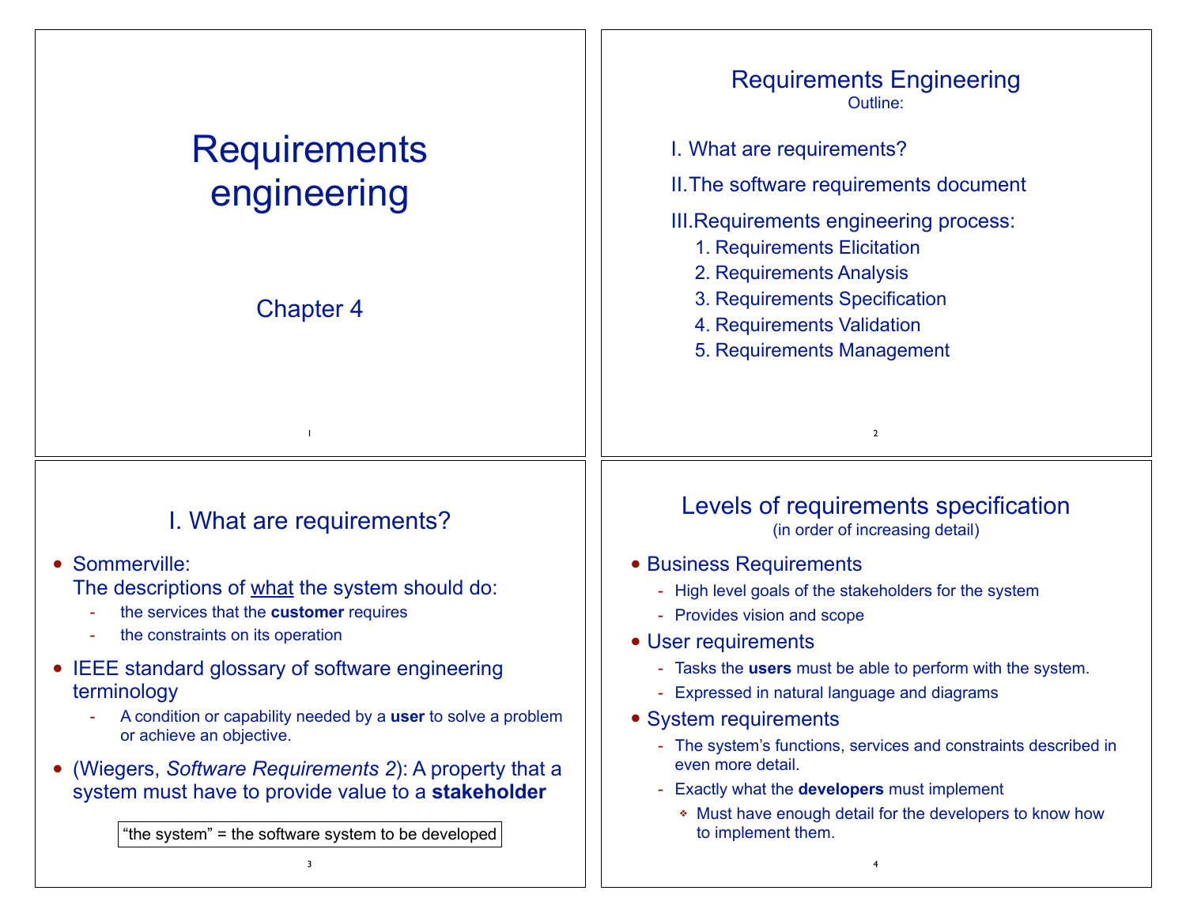# Requirements engineering

Chapter 4

## Requirements Engineering

Outline:

I. What are requirements?

II. The software requirements document

III. Requirements engineering process:

1. Requirements Elicitation
2. Requirements Analysis
3. Requirements Specification
4. Requirements Validation
5. Requirements Management

## I. What are requirements?

- Sommerville:
  The descriptions of what the system should do:
  - the services that the **customer** requires
  - the constraints on its operation
- IEEE standard glossary of software engineering terminology
  - A condition or capability needed by a **user** to solve a problem or achieve an objective.
- (Wiegers, *Software Requirements 2*): A property that a system must have to provide value to a **stakeholder**

"the system" = the software system to be developed

## Levels of requirements specification

(in order of increasing detail)

- Business Requirements
  - High level goals of the stakeholders for the system
  - Provides vision and scope
- User requirements
  - Tasks the **users** must be able to perform with the system.
  - Expressed in natural language and diagrams
- System requirements
  - The system's functions, services and constraints described in even more detail.
  - Exactly what the **developers** must implement
    - Must have enough detail for the developers to know how to implement them.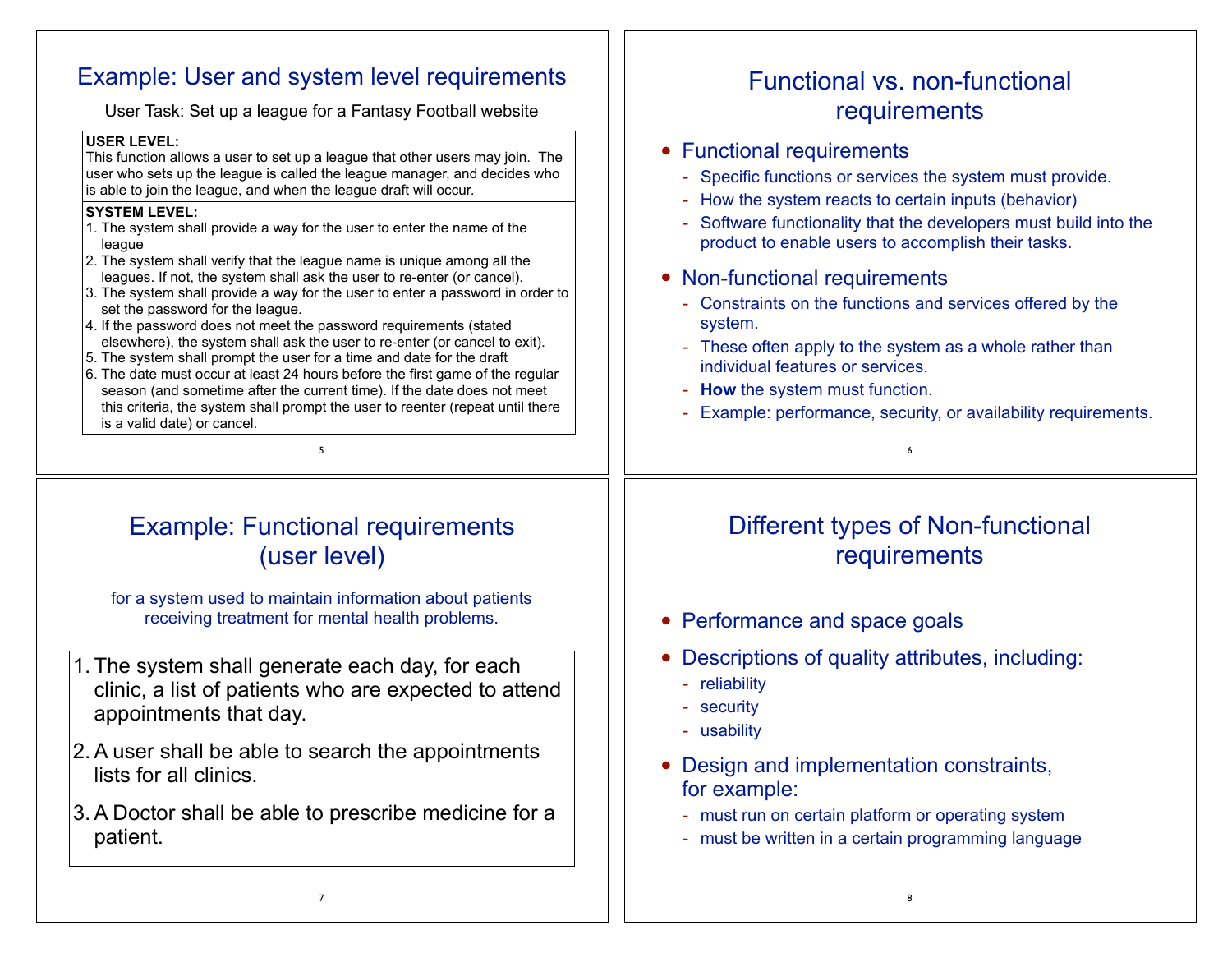## Example: User and system level requirements

User Task: Set up a league for a Fantasy Football website

**USER LEVEL:**
This function allows a user to set up a league that other users may join. The user who sets up the league is called the league manager, and decides who is able to join the league, and when the league draft will occur.

**SYSTEM LEVEL:**

1. The system shall provide a way for the user to enter the name of the league
2. The system shall verify that the league name is unique among all the leagues. If not, the system shall ask the user to re-enter (or cancel).
3. The system shall provide a way for the user to enter a password in order to set the password for the league.
4. If the password does not meet the password requirements (stated elsewhere), the system shall ask the user to re-enter (or cancel to exit).
5. The system shall prompt the user for a time and date for the draft
6. The date must occur at least 24 hours before the first game of the regular season (and sometime after the current time). If the date does not meet this criteria, the system shall prompt the user to reenter (repeat until there is a valid date) or cancel.

## Functional vs. non-functional requirements

- Functional requirements
  - Specific functions or services the system must provide.
  - How the system reacts to certain inputs (behavior)
  - Software functionality that the developers must build into the product to enable users to accomplish their tasks.
- Non-functional requirements
  - Constraints on the functions and services offered by the system.
  - These often apply to the system as a whole rather than individual features or services.
  - **How** the system must function.
  - Example: performance, security, or availability requirements.

## Example: Functional requirements (user level)

for a system used to maintain information about patients receiving treatment for mental health problems.

1. The system shall generate each day, for each clinic, a list of patients who are expected to attend appointments that day.
2. A user shall be able to search the appointments lists for all clinics.
3. A Doctor shall be able to prescribe medicine for a patient.

## Different types of Non-functional requirements

- Performance and space goals
- Descriptions of quality attributes, including:
  - reliability
  - security
  - usability
- Design and implementation constraints, for example:
  - must run on certain platform or operating system
  - must be written in a certain programming language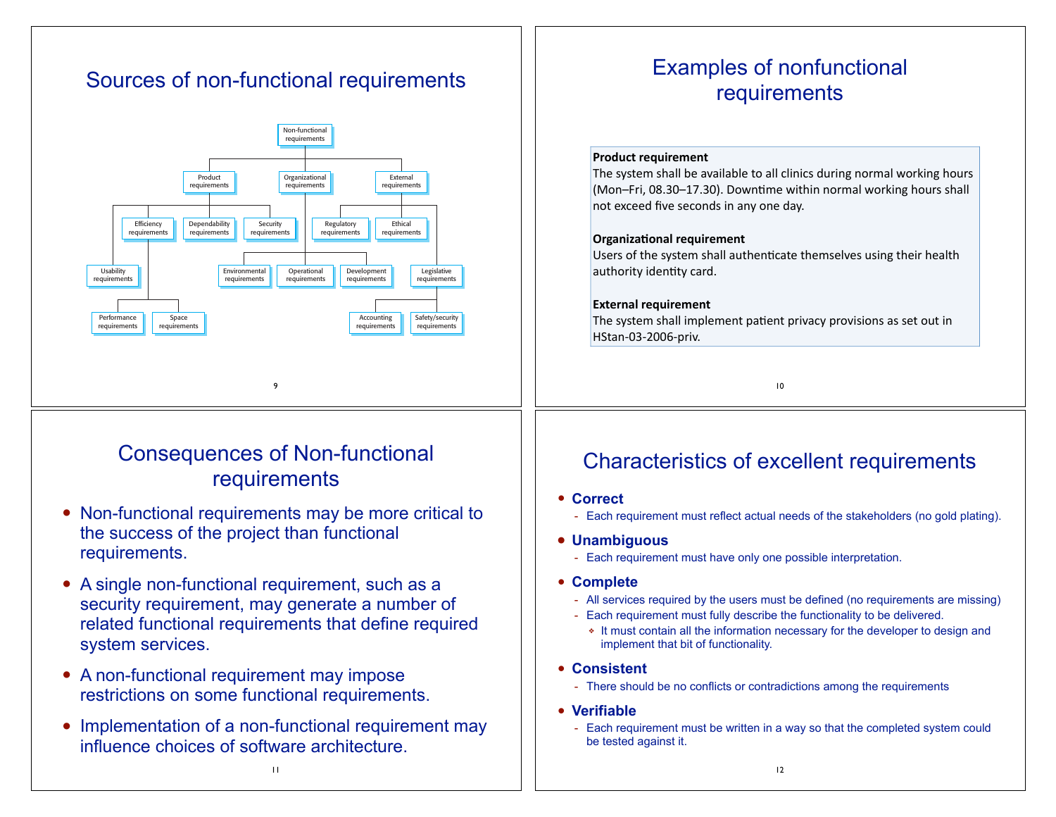## Sources of non-functional requirements

- Non-functional requirements
  - Product requirements
    - Usability requirements
    - Efficiency requirements
      - Performance requirements
      - Space requirements
    - Dependability requirements
    - Security requirements
  - Organizational requirements
    - Environmental requirements
    - Operational requirements
    - Development requirements
  - External requirements
    - Regulatory requirements
    - Ethical requirements
    - Legislative requirements
      - Accounting requirements
      - Safety/security requirements

## Examples of nonfunctional requirements

**Product requirement**
The system shall be available to all clinics during normal working hours (Mon–Fri, 08.30–17.30). Downtime within normal working hours shall not exceed five seconds in any one day.

**Organizational requirement**
Users of the system shall authenticate themselves using their health authority identity card.

**External requirement**
The system shall implement patient privacy provisions as set out in HStan-03-2006-priv.

## Consequences of Non-functional requirements

- Non-functional requirements may be more critical to the success of the project than functional requirements.
- A single non-functional requirement, such as a security requirement, may generate a number of related functional requirements that define required system services.
- A non-functional requirement may impose restrictions on some functional requirements.
- Implementation of a non-functional requirement may influence choices of software architecture.

## Characteristics of excellent requirements

- **Correct**
  - Each requirement must reflect actual needs of the stakeholders (no gold plating).
- **Unambiguous**
  - Each requirement must have only one possible interpretation.
- **Complete**
  - All services required by the users must be defined (no requirements are missing)
  - Each requirement must fully describe the functionality to be delivered.
    - It must contain all the information necessary for the developer to design and implement that bit of functionality.
- **Consistent**
  - There should be no conflicts or contradictions among the requirements
- **Verifiable**
  - Each requirement must be written in a way so that the completed system could be tested against it.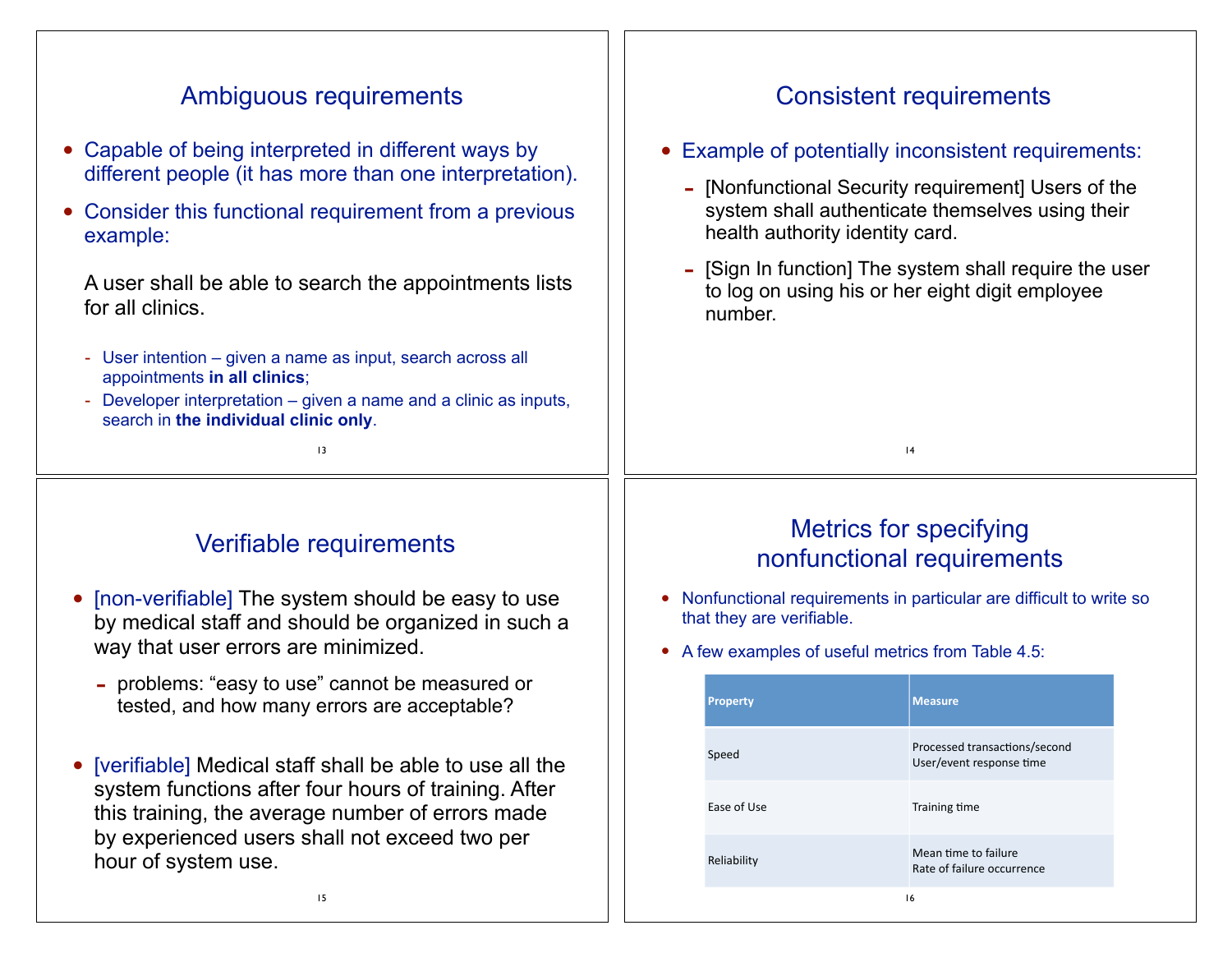## Ambiguous requirements

- Capable of being interpreted in different ways by different people (it has more than one interpretation).
- Consider this functional requirement from a previous example:

  A user shall be able to search the appointments lists for all clinics.

  - User intention – given a name as input, search across all appointments **in all clinics**;
  - Developer interpretation – given a name and a clinic as inputs, search in **the individual clinic only**.

## Consistent requirements

- Example of potentially inconsistent requirements:
  - [Nonfunctional Security requirement] Users of the system shall authenticate themselves using their health authority identity card.
  - [Sign In function] The system shall require the user to log on using his or her eight digit employee number.

## Verifiable requirements

- [non-verifiable] The system should be easy to use by medical staff and should be organized in such a way that user errors are minimized.
  - problems: “easy to use” cannot be measured or tested, and how many errors are acceptable?
- [verifiable] Medical staff shall be able to use all the system functions after four hours of training. After this training, the average number of errors made by experienced users shall not exceed two per hour of system use.

## Metrics for specifying nonfunctional requirements

- Nonfunctional requirements in particular are difficult to write so that they are verifiable.
- A few examples of useful metrics from Table 4.5:

| Property | Measure |
|---|---|
| Speed | Processed transactions/second<br>User/event response time |
| Ease of Use | Training time |
| Reliability | Mean time to failure<br>Rate of failure occurrence |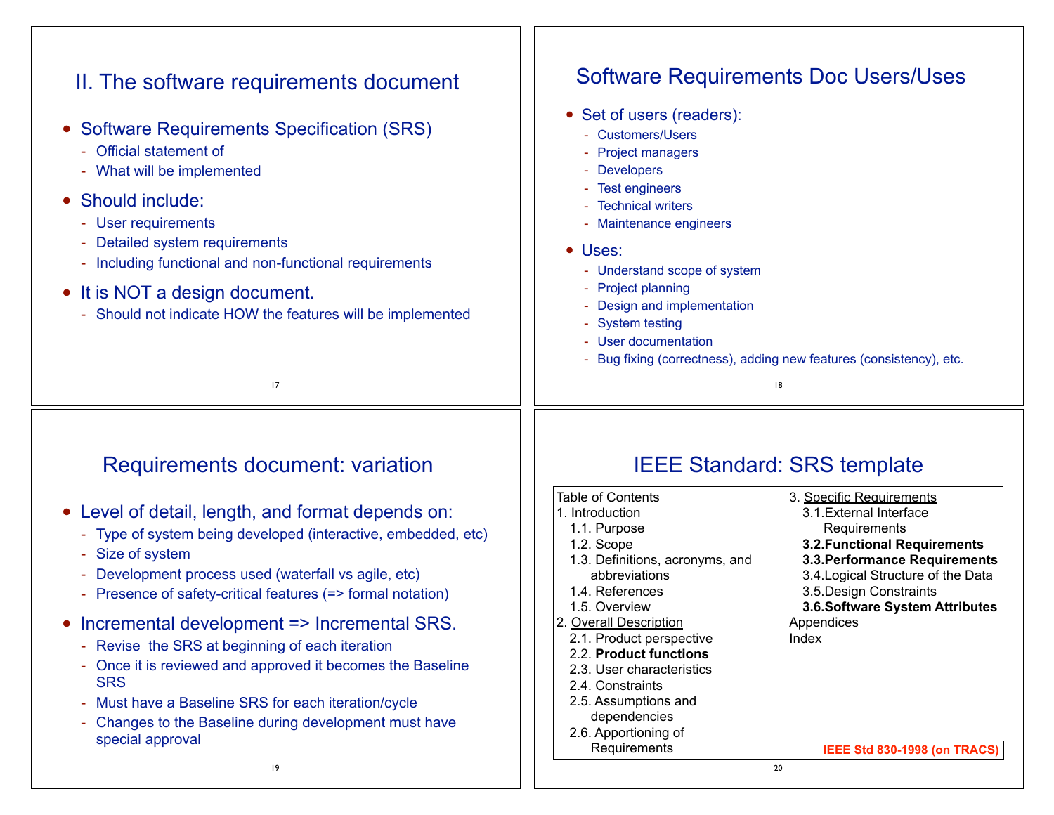## II. The software requirements document

- Software Requirements Specification (SRS)
  - Official statement of
  - What will be implemented
- Should include:
  - User requirements
  - Detailed system requirements
  - Including functional and non-functional requirements
- It is NOT a design document.
  - Should not indicate HOW the features will be implemented

## Software Requirements Doc Users/Uses

- Set of users (readers):
  - Customers/Users
  - Project managers
  - Developers
  - Test engineers
  - Technical writers
  - Maintenance engineers
- Uses:
  - Understand scope of system
  - Project planning
  - Design and implementation
  - System testing
  - User documentation
  - Bug fixing (correctness), adding new features (consistency), etc.

## Requirements document: variation

- Level of detail, length, and format depends on:
  - Type of system being developed (interactive, embedded, etc)
  - Size of system
  - Development process used (waterfall vs agile, etc)
  - Presence of safety-critical features (=> formal notation)
- Incremental development => Incremental SRS.
  - Revise the SRS at beginning of each iteration
  - Once it is reviewed and approved it becomes the Baseline SRS
  - Must have a Baseline SRS for each iteration/cycle
  - Changes to the Baseline during development must have special approval

## IEEE Standard: SRS template

Table of Contents

1. Introduction
   - 1.1. Purpose
   - 1.2. Scope
   - 1.3. Definitions, acronyms, and abbreviations
   - 1.4. References
   - 1.5. Overview
2. Overall Description
   - 2.1. Product perspective
   - 2.2. **Product functions**
   - 2.3. User characteristics
   - 2.4. Constraints
   - 2.5. Assumptions and dependencies
   - 2.6. Apportioning of Requirements
3. Specific Requirements
   - 3.1. External Interface Requirements
   - **3.2. Functional Requirements**
   - **3.3. Performance Requirements**
   - 3.4. Logical Structure of the Data
   - 3.5. Design Constraints
   - **3.6. Software System Attributes**

Appendices

Index

**IEEE Std 830-1998 (on TRACS)**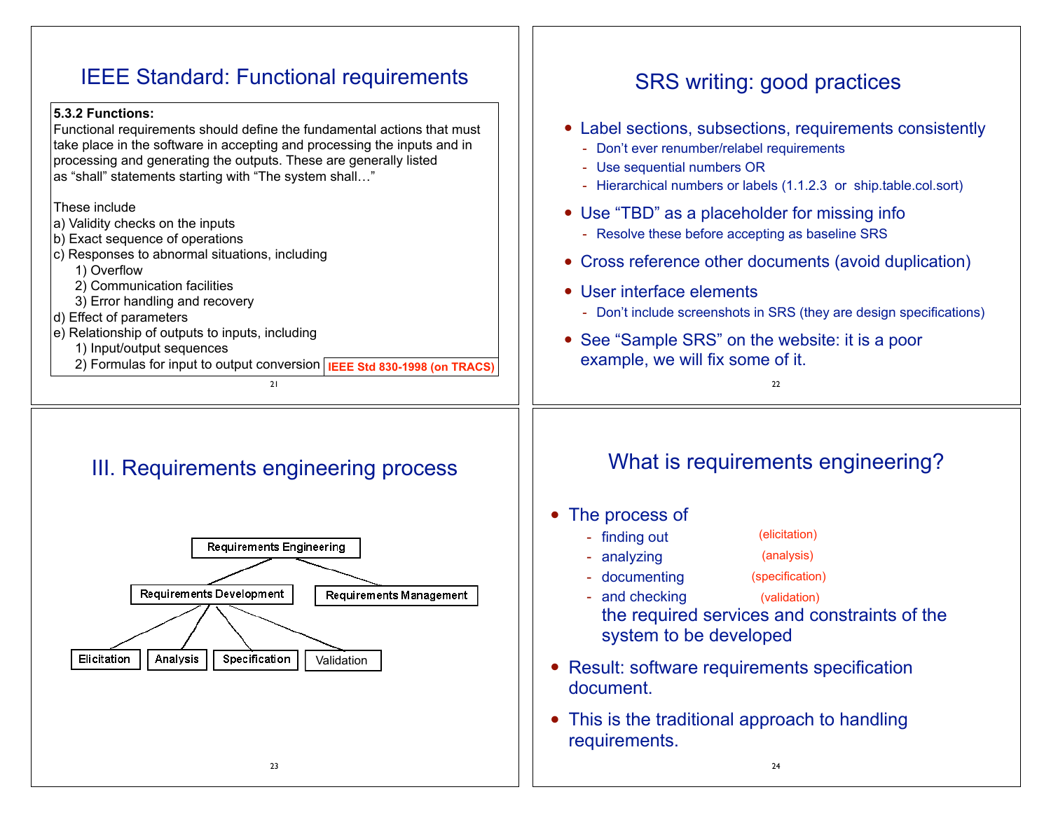## IEEE Standard: Functional requirements

**5.3.2 Functions:**
Functional requirements should define the fundamental actions that must take place in the software in accepting and processing the inputs and in processing and generating the outputs. These are generally listed as "shall" statements starting with "The system shall…"

These include
a) Validity checks on the inputs
b) Exact sequence of operations
c) Responses to abnormal situations, including
  1) Overflow
  2) Communication facilities
  3) Error handling and recovery
d) Effect of parameters
e) Relationship of outputs to inputs, including
  1) Input/output sequences
  2) Formulas for input to output conversion

**IEEE Std 830-1998 (on TRACS)**

## SRS writing: good practices

- Label sections, subsections, requirements consistently
  - Don't ever renumber/relabel requirements
  - Use sequential numbers OR
  - Hierarchical numbers or labels (1.1.2.3 or ship.table.col.sort)
- Use "TBD" as a placeholder for missing info
  - Resolve these before accepting as baseline SRS
- Cross reference other documents (avoid duplication)
- User interface elements
  - Don't include screenshots in SRS (they are design specifications)
- See "Sample SRS" on the website: it is a poor example, we will fix some of it.

## III. Requirements engineering process

- Requirements Engineering
  - Requirements Development
    - Elicitation
    - Analysis
    - Specification
    - Validation
  - Requirements Management

## What is requirements engineering?

- The process of
  - finding out (elicitation)
  - analyzing (analysis)
  - documenting (specification)
  - and checking (validation)

  the required services and constraints of the system to be developed
- Result: software requirements specification document.
- This is the traditional approach to handling requirements.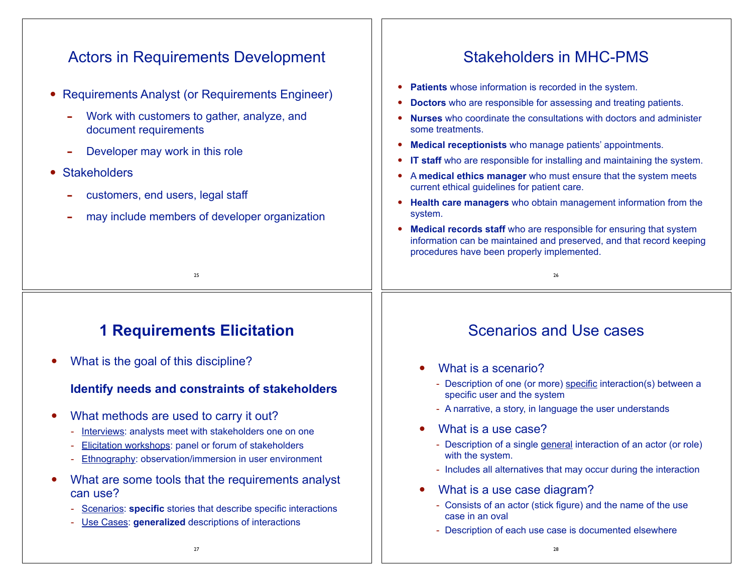## Actors in Requirements Development

- Requirements Analyst (or Requirements Engineer)
  - Work with customers to gather, analyze, and document requirements
  - Developer may work in this role
- Stakeholders
  - customers, end users, legal staff
  - may include members of developer organization

## Stakeholders in MHC-PMS

- **Patients** whose information is recorded in the system.
- **Doctors** who are responsible for assessing and treating patients.
- **Nurses** who coordinate the consultations with doctors and administer some treatments.
- **Medical receptionists** who manage patients' appointments.
- **IT staff** who are responsible for installing and maintaining the system.
- A **medical ethics manager** who must ensure that the system meets current ethical guidelines for patient care.
- **Health care managers** who obtain management information from the system.
- **Medical records staff** who are responsible for ensuring that system information can be maintained and preserved, and that record keeping procedures have been properly implemented.

## 1 Requirements Elicitation

- What is the goal of this discipline?

  **Identify needs and constraints of stakeholders**

- What methods are used to carry it out?
  - Interviews: analysts meet with stakeholders one on one
  - Elicitation workshops: panel or forum of stakeholders
  - Ethnography: observation/immersion in user environment
- What are some tools that the requirements analyst can use?
  - Scenarios: **specific** stories that describe specific interactions
  - Use Cases: **generalized** descriptions of interactions

## Scenarios and Use cases

- What is a scenario?
  - Description of one (or more) specific interaction(s) between a specific user and the system
  - A narrative, a story, in language the user understands
- What is a use case?
  - Description of a single general interaction of an actor (or role) with the system.
  - Includes all alternatives that may occur during the interaction
- What is a use case diagram?
  - Consists of an actor (stick figure) and the name of the use case in an oval
  - Description of each use case is documented elsewhere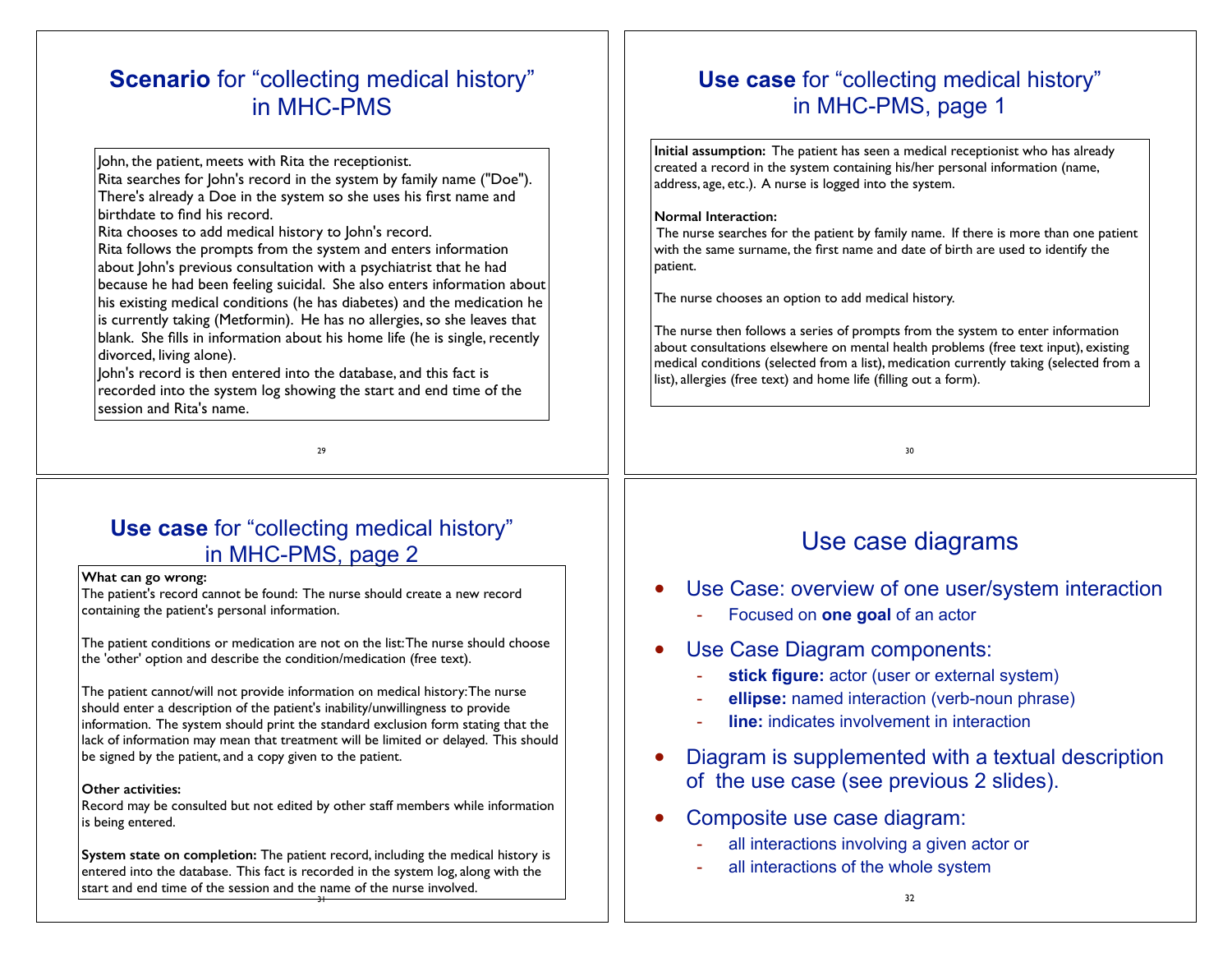## **Scenario** for "collecting medical history" in MHC-PMS

John, the patient, meets with Rita the receptionist.
Rita searches for John's record in the system by family name ("Doe"). There's already a Doe in the system so she uses his first name and birthdate to find his record.
Rita chooses to add medical history to John's record.
Rita follows the prompts from the system and enters information about John's previous consultation with a psychiatrist that he had because he had been feeling suicidal. She also enters information about his existing medical conditions (he has diabetes) and the medication he is currently taking (Metformin). He has no allergies, so she leaves that blank. She fills in information about his home life (he is single, recently divorced, living alone).
John's record is then entered into the database, and this fact is recorded into the system log showing the start and end time of the session and Rita's name.

## **Use case** for "collecting medical history" in MHC-PMS, page 1

**Initial assumption:** The patient has seen a medical receptionist who has already created a record in the system containing his/her personal information (name, address, age, etc.). A nurse is logged into the system.

**Normal Interaction:**
The nurse searches for the patient by family name. If there is more than one patient with the same surname, the first name and date of birth are used to identify the patient.

The nurse chooses an option to add medical history.

The nurse then follows a series of prompts from the system to enter information about consultations elsewhere on mental health problems (free text input), existing medical conditions (selected from a list), medication currently taking (selected from a list), allergies (free text) and home life (filling out a form).

## **Use case** for "collecting medical history" in MHC-PMS, page 2

**What can go wrong:**
The patient's record cannot be found: The nurse should create a new record containing the patient's personal information.

The patient conditions or medication are not on the list: The nurse should choose the 'other' option and describe the condition/medication (free text).

The patient cannot/will not provide information on medical history: The nurse should enter a description of the patient's inability/unwillingness to provide information. The system should print the standard exclusion form stating that the lack of information may mean that treatment will be limited or delayed. This should be signed by the patient, and a copy given to the patient.

**Other activities:**
Record may be consulted but not edited by other staff members while information is being entered.

**System state on completion:** The patient record, including the medical history is entered into the database. This fact is recorded in the system log, along with the start and end time of the session and the name of the nurse involved.

## Use case diagrams

- Use Case: overview of one user/system interaction
  - Focused on **one goal** of an actor
- Use Case Diagram components:
  - **stick figure:** actor (user or external system)
  - **ellipse:** named interaction (verb-noun phrase)
  - **line:** indicates involvement in interaction
- Diagram is supplemented with a textual description of the use case (see previous 2 slides).
- Composite use case diagram:
  - all interactions involving a given actor or
  - all interactions of the whole system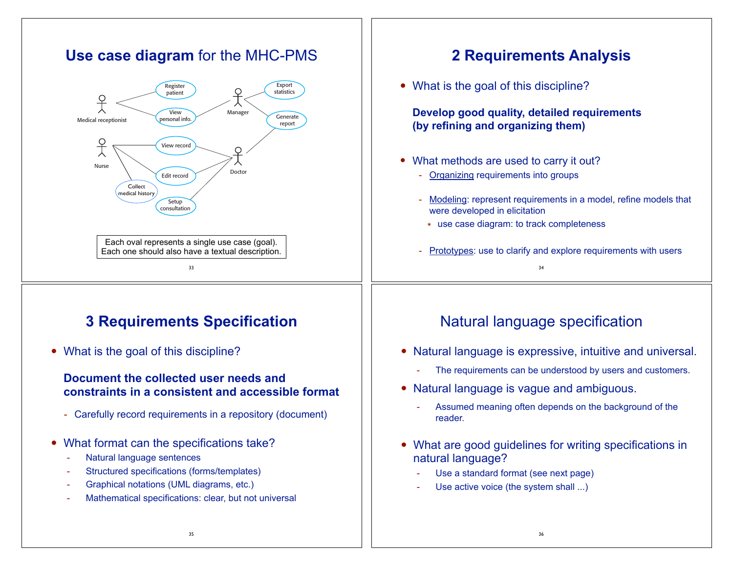## Use case diagram for the MHC-PMS

Medical receptionist — Register patient, View personal info.

Manager — View personal info., Export statistics, Generate report

Nurse — View record, Edit record, Collect medical history

Doctor — View record, Edit record, Setup consultation, Generate report

Each oval represents a single use case (goal).
Each one should also have a textual description.

## 2 Requirements Analysis

- What is the goal of this discipline?

  **Develop good quality, detailed requirements (by refining and organizing them)**

- What methods are used to carry it out?
  - Organizing requirements into groups
  - Modeling: represent requirements in a model, refine models that were developed in elicitation
    - use case diagram: to track completeness
  - Prototypes: use to clarify and explore requirements with users

## 3 Requirements Specification

- What is the goal of this discipline?

  **Document the collected user needs and constraints in a consistent and accessible format**

  - Carefully record requirements in a repository (document)

- What format can the specifications take?
  - Natural language sentences
  - Structured specifications (forms/templates)
  - Graphical notations (UML diagrams, etc.)
  - Mathematical specifications: clear, but not universal

## Natural language specification

- Natural language is expressive, intuitive and universal.
  - The requirements can be understood by users and customers.
- Natural language is vague and ambiguous.
  - Assumed meaning often depends on the background of the reader.
- What are good guidelines for writing specifications in natural language?
  - Use a standard format (see next page)
  - Use active voice (the system shall ...)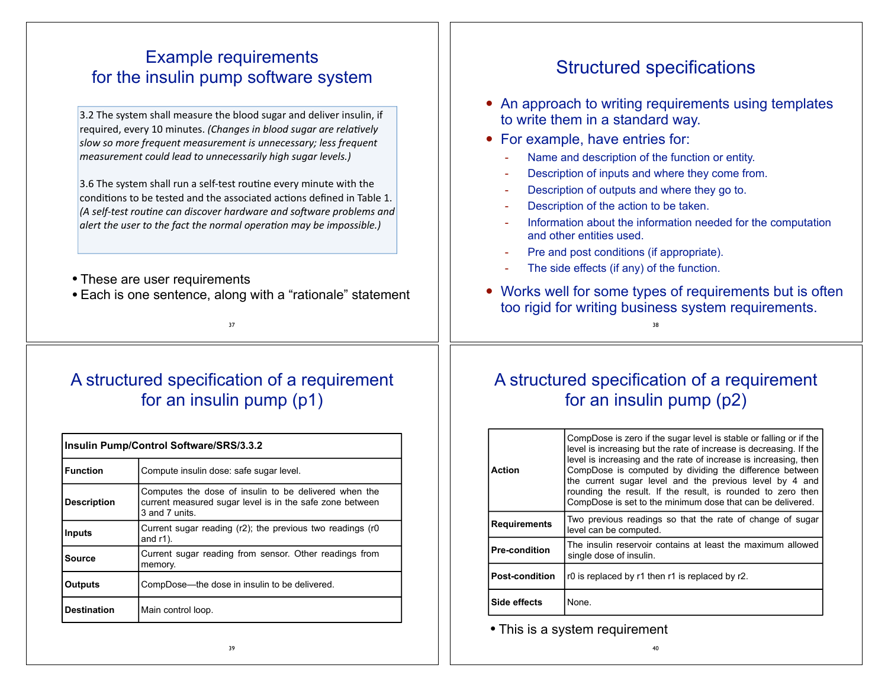# Example requirements for the insulin pump software system

3.2 The system shall measure the blood sugar and deliver insulin, if required, every 10 minutes. *(Changes in blood sugar are relatively slow so more frequent measurement is unnecessary; less frequent measurement could lead to unnecessarily high sugar levels.)*

3.6 The system shall run a self-test routine every minute with the conditions to be tested and the associated actions defined in Table 1. *(A self-test routine can discover hardware and software problems and alert the user to the fact the normal operation may be impossible.)*

- These are user requirements
- Each is one sentence, along with a "rationale" statement

# Structured specifications

- An approach to writing requirements using templates to write them in a standard way.
- For example, have entries for:
  - Name and description of the function or entity.
  - Description of inputs and where they come from.
  - Description of outputs and where they go to.
  - Description of the action to be taken.
  - Information about the information needed for the computation and other entities used.
  - Pre and post conditions (if appropriate).
  - The side effects (if any) of the function.
- Works well for some types of requirements but is often too rigid for writing business system requirements.

# A structured specification of a requirement for an insulin pump (p1)

| **Insulin Pump/Control Software/SRS/3.3.2** | |
|---|---|
| **Function** | Compute insulin dose: safe sugar level. |
| **Description** | Computes the dose of insulin to be delivered when the current measured sugar level is in the safe zone between 3 and 7 units. |
| **Inputs** | Current sugar reading (r2); the previous two readings (r0 and r1). |
| **Source** | Current sugar reading from sensor. Other readings from memory. |
| **Outputs** | CompDose—the dose in insulin to be delivered. |
| **Destination** | Main control loop. |

# A structured specification of a requirement for an insulin pump (p2)

| | |
|---|---|
| **Action** | CompDose is zero if the sugar level is stable or falling or if the level is increasing but the rate of increase is decreasing. If the level is increasing and the rate of increase is increasing, then CompDose is computed by dividing the difference between the current sugar level and the previous level by 4 and rounding the result. If the result, is rounded to zero then CompDose is set to the minimum dose that can be delivered. |
| **Requirements** | Two previous readings so that the rate of change of sugar level can be computed. |
| **Pre-condition** | The insulin reservoir contains at least the maximum allowed single dose of insulin. |
| **Post-condition** | r0 is replaced by r1 then r1 is replaced by r2. |
| **Side effects** | None. |

- This is a system requirement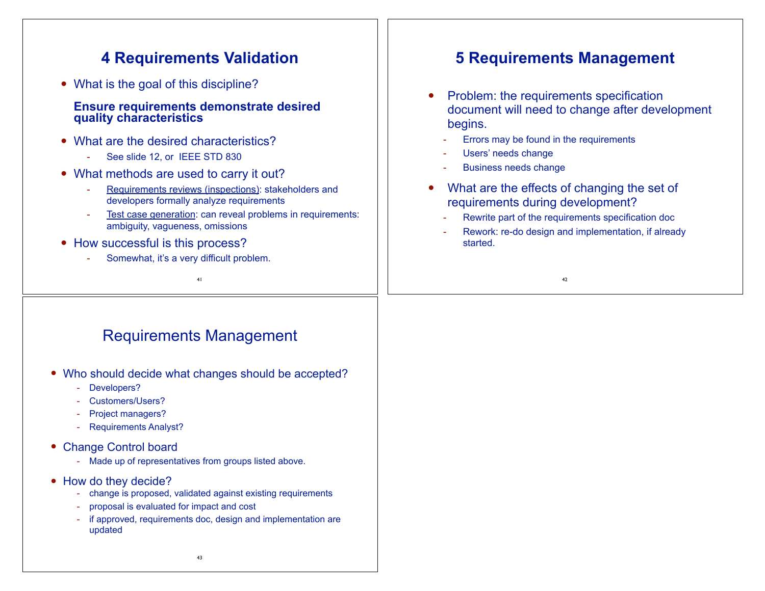# 4 Requirements Validation

- What is the goal of this discipline?

  **Ensure requirements demonstrate desired quality characteristics**

- What are the desired characteristics?
  - See slide 12, or IEEE STD 830
- What methods are used to carry it out?
  - Requirements reviews (inspections): stakeholders and developers formally analyze requirements
  - Test case generation: can reveal problems in requirements: ambiguity, vagueness, omissions
- How successful is this process?
  - Somewhat, it's a very difficult problem.

# 5 Requirements Management

- Problem: the requirements specification document will need to change after development begins.
  - Errors may be found in the requirements
  - Users' needs change
  - Business needs change
- What are the effects of changing the set of requirements during development?
  - Rewrite part of the requirements specification doc
  - Rework: re-do design and implementation, if already started.

## Requirements Management

- Who should decide what changes should be accepted?
  - Developers?
  - Customers/Users?
  - Project managers?
  - Requirements Analyst?
- Change Control board
  - Made up of representatives from groups listed above.
- How do they decide?
  - change is proposed, validated against existing requirements
  - proposal is evaluated for impact and cost
  - if approved, requirements doc, design and implementation are updated